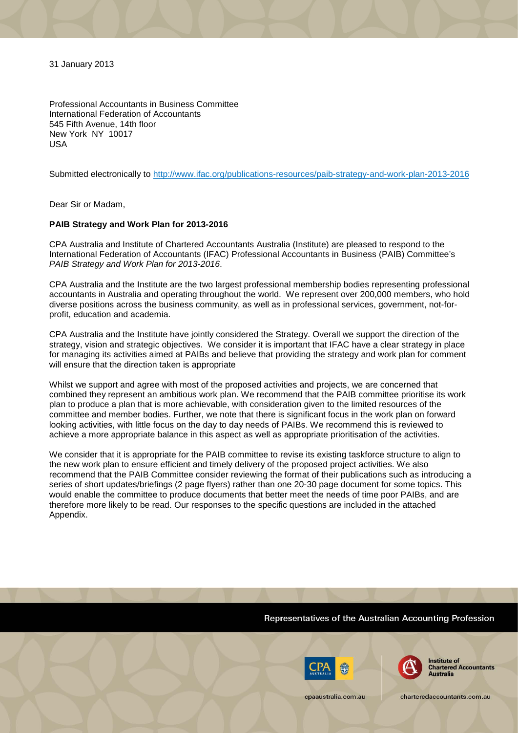31 January 2013

Professional Accountants in Business Committee
International Federation of Accountants
545 Fifth Avenue, 14th floor
New York NY 10017
USA

Submitted electronically to http://www.ifac.org/publications-resources/paib-strategy-and-work-plan-2013-2016

Dear Sir or Madam,

**PAIB Strategy and Work Plan for 2013-2016**

CPA Australia and Institute of Chartered Accountants Australia (Institute) are pleased to respond to the International Federation of Accountants (IFAC) Professional Accountants in Business (PAIB) Committee's *PAIB Strategy and Work Plan for 2013-2016*.

CPA Australia and the Institute are the two largest professional membership bodies representing professional accountants in Australia and operating throughout the world. We represent over 200,000 members, who hold diverse positions across the business community, as well as in professional services, government, not-for-profit, education and academia.

CPA Australia and the Institute have jointly considered the Strategy. Overall we support the direction of the strategy, vision and strategic objectives. We consider it is important that IFAC have a clear strategy in place for managing its activities aimed at PAIBs and believe that providing the strategy and work plan for comment will ensure that the direction taken is appropriate

Whilst we support and agree with most of the proposed activities and projects, we are concerned that combined they represent an ambitious work plan. We recommend that the PAIB committee prioritise its work plan to produce a plan that is more achievable, with consideration given to the limited resources of the committee and member bodies. Further, we note that there is significant focus in the work plan on forward looking activities, with little focus on the day to day needs of PAIBs. We recommend this is reviewed to achieve a more appropriate balance in this aspect as well as appropriate prioritisation of the activities.

We consider that it is appropriate for the PAIB committee to revise its existing taskforce structure to align to the new work plan to ensure efficient and timely delivery of the proposed project activities. We also recommend that the PAIB Committee consider reviewing the format of their publications such as introducing a series of short updates/briefings (2 page flyers) rather than one 20-30 page document for some topics. This would enable the committee to produce documents that better meet the needs of time poor PAIBs, and are therefore more likely to be read. Our responses to the specific questions are included in the attached Appendix.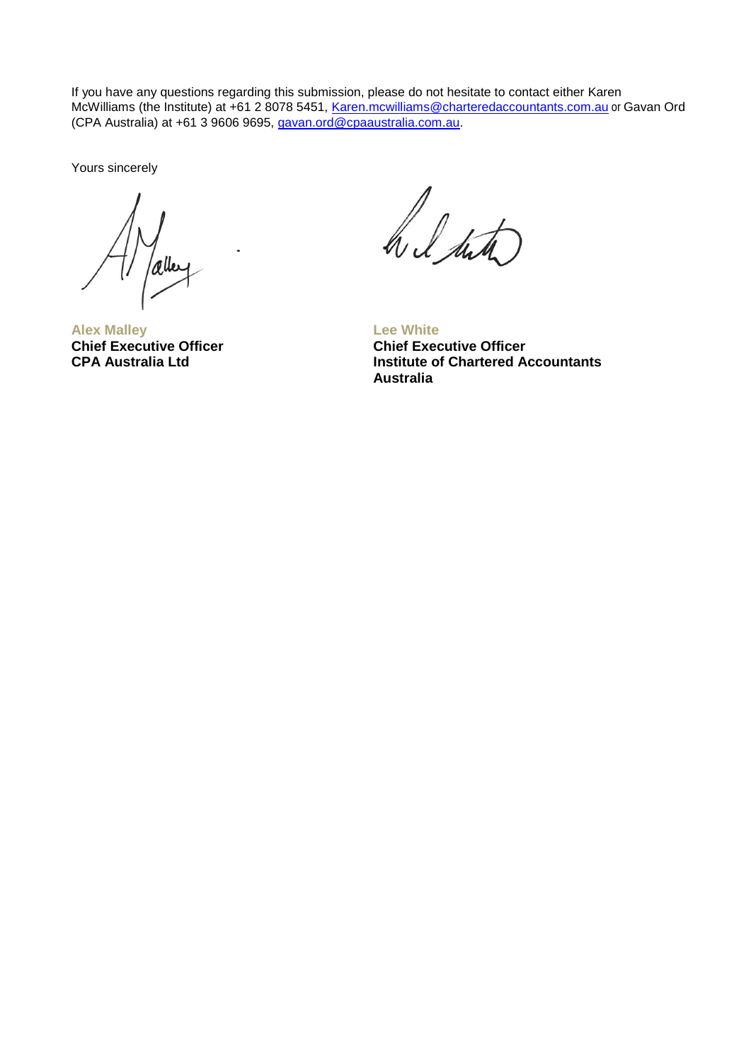If you have any questions regarding this submission, please do not hesitate to contact either Karen McWilliams (the Institute) at +61 2 8078 5451, Karen.mcwilliams@charteredaccountants.com.au or Gavan Ord (CPA Australia) at +61 3 9606 9695, gavan.ord@cpaaustralia.com.au.

Yours sincerely

**Alex Malley**
**Chief Executive Officer**
**CPA Australia Ltd**

**Lee White**
**Chief Executive Officer**
**Institute of Chartered Accountants Australia**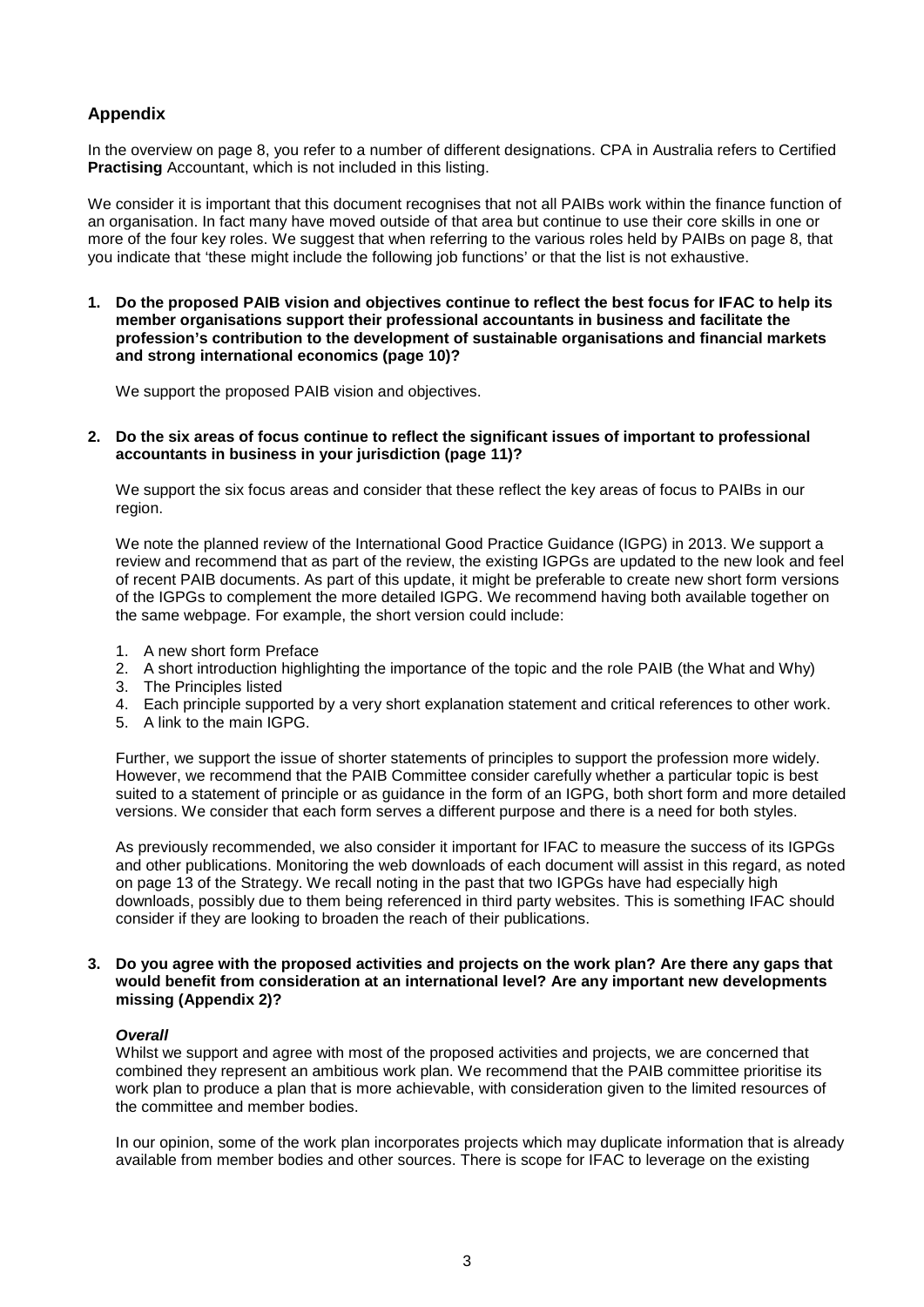## Appendix

In the overview on page 8, you refer to a number of different designations. CPA in Australia refers to Certified **Practising** Accountant, which is not included in this listing.

We consider it is important that this document recognises that not all PAIBs work within the finance function of an organisation. In fact many have moved outside of that area but continue to use their core skills in one or more of the four key roles. We suggest that when referring to the various roles held by PAIBs on page 8, that you indicate that 'these might include the following job functions' or that the list is not exhaustive.

**1. Do the proposed PAIB vision and objectives continue to reflect the best focus for IFAC to help its member organisations support their professional accountants in business and facilitate the profession's contribution to the development of sustainable organisations and financial markets and strong international economics (page 10)?**

We support the proposed PAIB vision and objectives.

**2. Do the six areas of focus continue to reflect the significant issues of important to professional accountants in business in your jurisdiction (page 11)?**

We support the six focus areas and consider that these reflect the key areas of focus to PAIBs in our region.

We note the planned review of the International Good Practice Guidance (IGPG) in 2013. We support a review and recommend that as part of the review, the existing IGPGs are updated to the new look and feel of recent PAIB documents. As part of this update, it might be preferable to create new short form versions of the IGPGs to complement the more detailed IGPG. We recommend having both available together on the same webpage. For example, the short version could include:

1. A new short form Preface
2. A short introduction highlighting the importance of the topic and the role PAIB (the What and Why)
3. The Principles listed
4. Each principle supported by a very short explanation statement and critical references to other work.
5. A link to the main IGPG.

Further, we support the issue of shorter statements of principles to support the profession more widely. However, we recommend that the PAIB Committee consider carefully whether a particular topic is best suited to a statement of principle or as guidance in the form of an IGPG, both short form and more detailed versions. We consider that each form serves a different purpose and there is a need for both styles.

As previously recommended, we also consider it important for IFAC to measure the success of its IGPGs and other publications. Monitoring the web downloads of each document will assist in this regard, as noted on page 13 of the Strategy. We recall noting in the past that two IGPGs have had especially high downloads, possibly due to them being referenced in third party websites. This is something IFAC should consider if they are looking to broaden the reach of their publications.

**3. Do you agree with the proposed activities and projects on the work plan? Are there any gaps that would benefit from consideration at an international level? Are any important new developments missing (Appendix 2)?**

***Overall***

Whilst we support and agree with most of the proposed activities and projects, we are concerned that combined they represent an ambitious work plan. We recommend that the PAIB committee prioritise its work plan to produce a plan that is more achievable, with consideration given to the limited resources of the committee and member bodies.

In our opinion, some of the work plan incorporates projects which may duplicate information that is already available from member bodies and other sources. There is scope for IFAC to leverage on the existing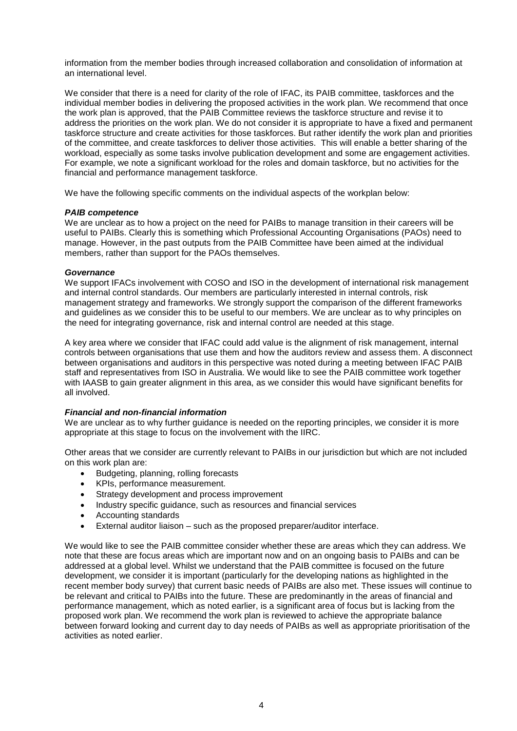information from the member bodies through increased collaboration and consolidation of information at an international level.

We consider that there is a need for clarity of the role of IFAC, its PAIB committee, taskforces and the individual member bodies in delivering the proposed activities in the work plan. We recommend that once the work plan is approved, that the PAIB Committee reviews the taskforce structure and revise it to address the priorities on the work plan. We do not consider it is appropriate to have a fixed and permanent taskforce structure and create activities for those taskforces. But rather identify the work plan and priorities of the committee, and create taskforces to deliver those activities. This will enable a better sharing of the workload, especially as some tasks involve publication development and some are engagement activities. For example, we note a significant workload for the roles and domain taskforce, but no activities for the financial and performance management taskforce.

We have the following specific comments on the individual aspects of the workplan below:

***PAIB competence***

We are unclear as to how a project on the need for PAIBs to manage transition in their careers will be useful to PAIBs. Clearly this is something which Professional Accounting Organisations (PAOs) need to manage. However, in the past outputs from the PAIB Committee have been aimed at the individual members, rather than support for the PAOs themselves.

***Governance***

We support IFACs involvement with COSO and ISO in the development of international risk management and internal control standards. Our members are particularly interested in internal controls, risk management strategy and frameworks. We strongly support the comparison of the different frameworks and guidelines as we consider this to be useful to our members. We are unclear as to why principles on the need for integrating governance, risk and internal control are needed at this stage.

A key area where we consider that IFAC could add value is the alignment of risk management, internal controls between organisations that use them and how the auditors review and assess them. A disconnect between organisations and auditors in this perspective was noted during a meeting between IFAC PAIB staff and representatives from ISO in Australia. We would like to see the PAIB committee work together with IAASB to gain greater alignment in this area, as we consider this would have significant benefits for all involved.

***Financial and non-financial information***

We are unclear as to why further guidance is needed on the reporting principles, we consider it is more appropriate at this stage to focus on the involvement with the IIRC.

Other areas that we consider are currently relevant to PAIBs in our jurisdiction but which are not included on this work plan are:

- Budgeting, planning, rolling forecasts
- KPIs, performance measurement.
- Strategy development and process improvement
- Industry specific guidance, such as resources and financial services
- Accounting standards
- External auditor liaison – such as the proposed preparer/auditor interface.

We would like to see the PAIB committee consider whether these are areas which they can address. We note that these are focus areas which are important now and on an ongoing basis to PAIBs and can be addressed at a global level. Whilst we understand that the PAIB committee is focused on the future development, we consider it is important (particularly for the developing nations as highlighted in the recent member body survey) that current basic needs of PAIBs are also met. These issues will continue to be relevant and critical to PAIBs into the future. These are predominantly in the areas of financial and performance management, which as noted earlier, is a significant area of focus but is lacking from the proposed work plan. We recommend the work plan is reviewed to achieve the appropriate balance between forward looking and current day to day needs of PAIBs as well as appropriate prioritisation of the activities as noted earlier.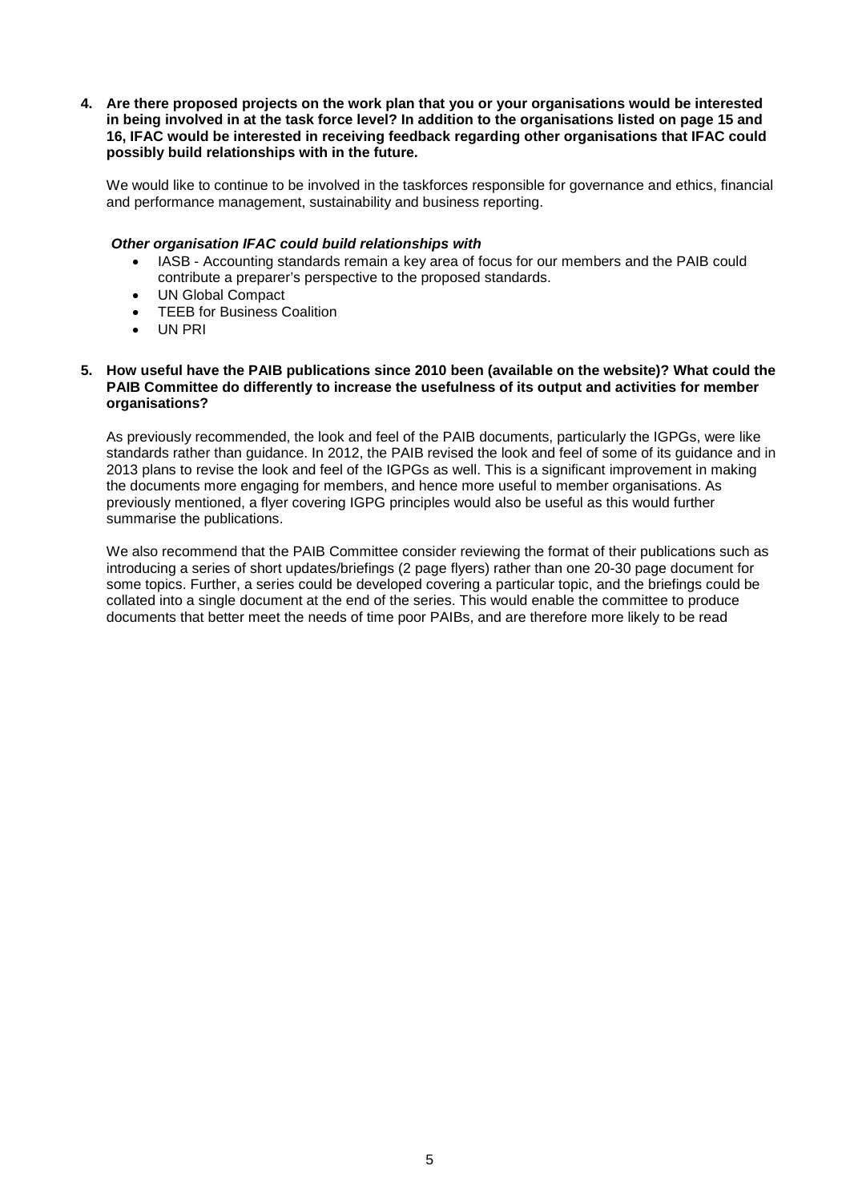**4. Are there proposed projects on the work plan that you or your organisations would be interested in being involved in at the task force level? In addition to the organisations listed on page 15 and 16, IFAC would be interested in receiving feedback regarding other organisations that IFAC could possibly build relationships with in the future.**

We would like to continue to be involved in the taskforces responsible for governance and ethics, financial and performance management, sustainability and business reporting.

***Other organisation IFAC could build relationships with***

- IASB - Accounting standards remain a key area of focus for our members and the PAIB could contribute a preparer's perspective to the proposed standards.
- UN Global Compact
- TEEB for Business Coalition
- UN PRI

**5. How useful have the PAIB publications since 2010 been (available on the website)? What could the PAIB Committee do differently to increase the usefulness of its output and activities for member organisations?**

As previously recommended, the look and feel of the PAIB documents, particularly the IGPGs, were like standards rather than guidance. In 2012, the PAIB revised the look and feel of some of its guidance and in 2013 plans to revise the look and feel of the IGPGs as well. This is a significant improvement in making the documents more engaging for members, and hence more useful to member organisations. As previously mentioned, a flyer covering IGPG principles would also be useful as this would further summarise the publications.

We also recommend that the PAIB Committee consider reviewing the format of their publications such as introducing a series of short updates/briefings (2 page flyers) rather than one 20-30 page document for some topics. Further, a series could be developed covering a particular topic, and the briefings could be collated into a single document at the end of the series. This would enable the committee to produce documents that better meet the needs of time poor PAIBs, and are therefore more likely to be read